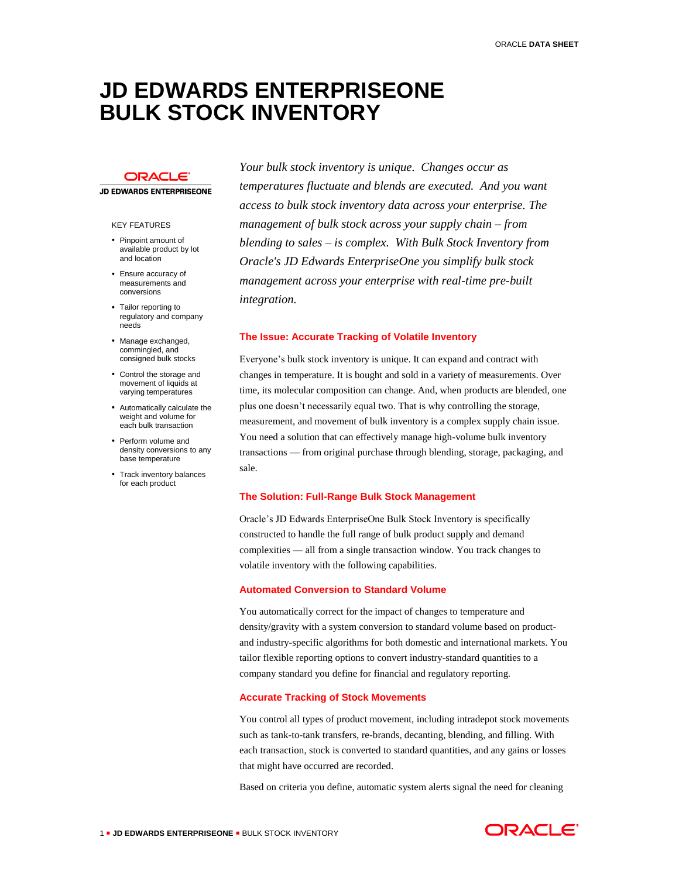# JD EDWARDS ENTERPRISEONE BULK STOCK INVENTORY

ORACLE
JD EDWARDS ENTERPRISEONE

KEY FEATURES

- Pinpoint amount of available product by lot and location
- Ensure accuracy of measurements and conversions
- Tailor reporting to regulatory and company needs
- Manage exchanged, commingled, and consigned bulk stocks
- Control the storage and movement of liquids at varying temperatures
- Automatically calculate the weight and volume for each bulk transaction
- Perform volume and density conversions to any base temperature
- Track inventory balances for each product

*Your bulk stock inventory is unique. Changes occur as temperatures fluctuate and blends are executed. And you want access to bulk stock inventory data across your enterprise. The management of bulk stock across your supply chain – from blending to sales – is complex. With Bulk Stock Inventory from Oracle's JD Edwards EnterpriseOne you simplify bulk stock management across your enterprise with real-time pre-built integration.*

## The Issue: Accurate Tracking of Volatile Inventory

Everyone's bulk stock inventory is unique. It can expand and contract with changes in temperature. It is bought and sold in a variety of measurements. Over time, its molecular composition can change. And, when products are blended, one plus one doesn't necessarily equal two. That is why controlling the storage, measurement, and movement of bulk inventory is a complex supply chain issue. You need a solution that can effectively manage high-volume bulk inventory transactions — from original purchase through blending, storage, packaging, and sale.

## The Solution: Full-Range Bulk Stock Management

Oracle's JD Edwards EnterpriseOne Bulk Stock Inventory is specifically constructed to handle the full range of bulk product supply and demand complexities — all from a single transaction window. You track changes to volatile inventory with the following capabilities.

### Automated Conversion to Standard Volume

You automatically correct for the impact of changes to temperature and density/gravity with a system conversion to standard volume based on product- and industry-specific algorithms for both domestic and international markets. You tailor flexible reporting options to convert industry-standard quantities to a company standard you define for financial and regulatory reporting.

### Accurate Tracking of Stock Movements

You control all types of product movement, including intradepot stock movements such as tank-to-tank transfers, re-brands, decanting, blending, and filling. With each transaction, stock is converted to standard quantities, and any gains or losses that might have occurred are recorded.

Based on criteria you define, automatic system alerts signal the need for cleaning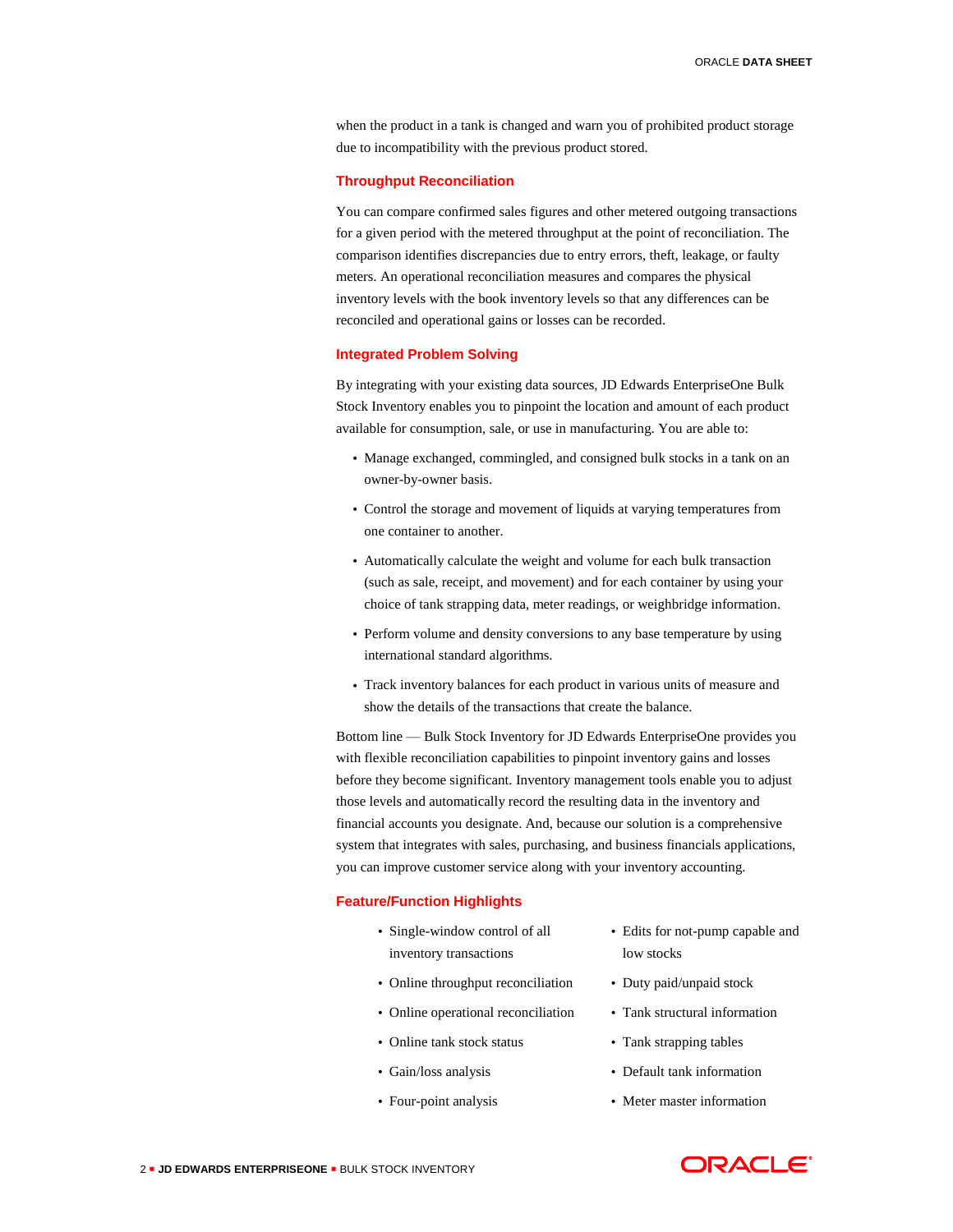when the product in a tank is changed and warn you of prohibited product storage due to incompatibility with the previous product stored.

### Throughput Reconciliation

You can compare confirmed sales figures and other metered outgoing transactions for a given period with the metered throughput at the point of reconciliation. The comparison identifies discrepancies due to entry errors, theft, leakage, or faulty meters. An operational reconciliation measures and compares the physical inventory levels with the book inventory levels so that any differences can be reconciled and operational gains or losses can be recorded.

### Integrated Problem Solving

By integrating with your existing data sources, JD Edwards EnterpriseOne Bulk Stock Inventory enables you to pinpoint the location and amount of each product available for consumption, sale, or use in manufacturing. You are able to:

- Manage exchanged, commingled, and consigned bulk stocks in a tank on an owner-by-owner basis.
- Control the storage and movement of liquids at varying temperatures from one container to another.
- Automatically calculate the weight and volume for each bulk transaction (such as sale, receipt, and movement) and for each container by using your choice of tank strapping data, meter readings, or weighbridge information.
- Perform volume and density conversions to any base temperature by using international standard algorithms.
- Track inventory balances for each product in various units of measure and show the details of the transactions that create the balance.

Bottom line — Bulk Stock Inventory for JD Edwards EnterpriseOne provides you with flexible reconciliation capabilities to pinpoint inventory gains and losses before they become significant. Inventory management tools enable you to adjust those levels and automatically record the resulting data in the inventory and financial accounts you designate. And, because our solution is a comprehensive system that integrates with sales, purchasing, and business financials applications, you can improve customer service along with your inventory accounting.

### Feature/Function Highlights

- Single-window control of all inventory transactions
- Online throughput reconciliation
- Online operational reconciliation
- Online tank stock status
- Gain/loss analysis
- Four-point analysis
- Edits for not-pump capable and low stocks
- Duty paid/unpaid stock
- Tank structural information
- Tank strapping tables
- Default tank information
- Meter master information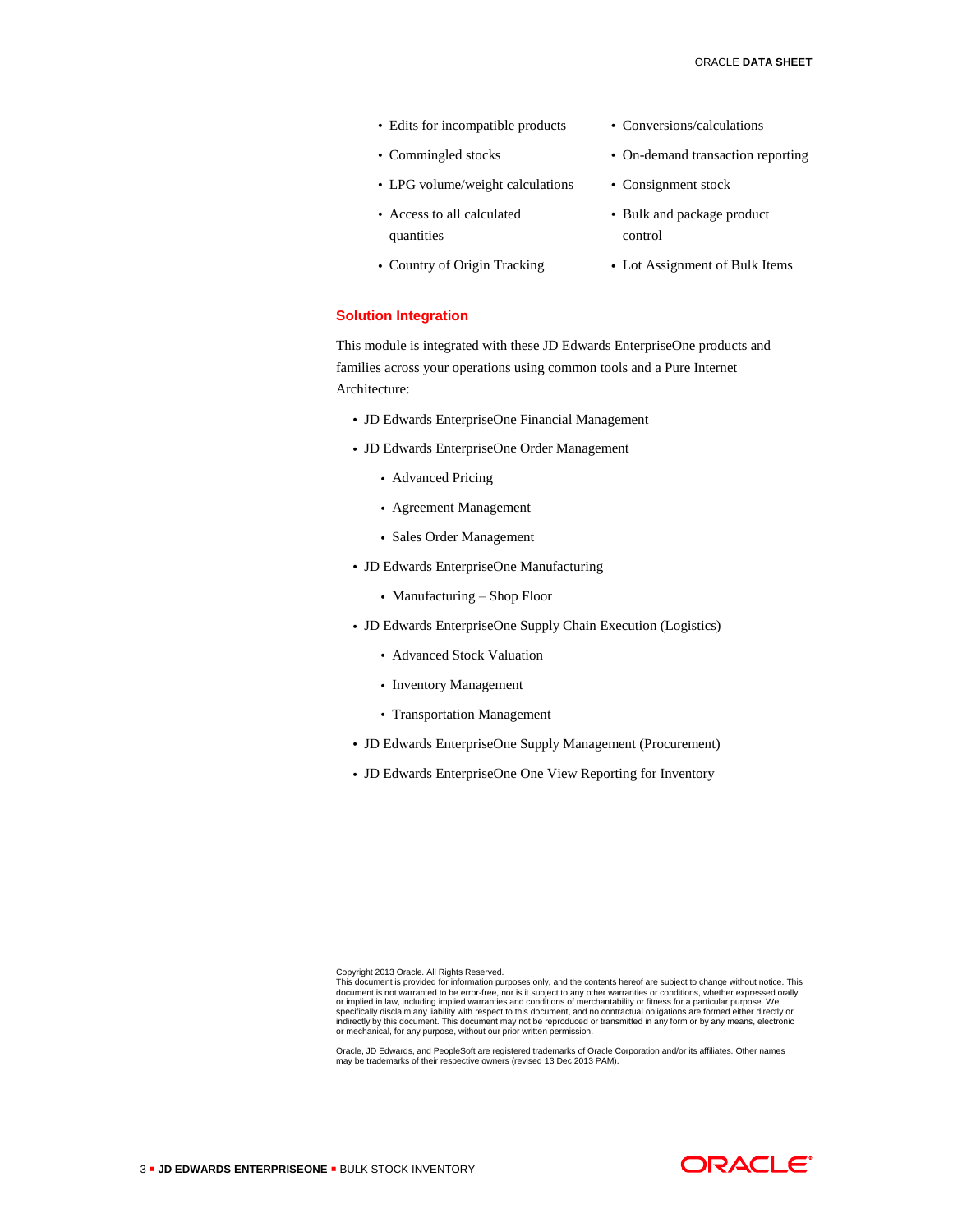- Edits for incompatible products
- Commingled stocks
- LPG volume/weight calculations
- Access to all calculated quantities
- Country of Origin Tracking
- Conversions/calculations
- On-demand transaction reporting
- Consignment stock
- Bulk and package product control
- Lot Assignment of Bulk Items

## Solution Integration

This module is integrated with these JD Edwards EnterpriseOne products and families across your operations using common tools and a Pure Internet Architecture:

- JD Edwards EnterpriseOne Financial Management
- JD Edwards EnterpriseOne Order Management
  - Advanced Pricing
  - Agreement Management
  - Sales Order Management
- JD Edwards EnterpriseOne Manufacturing
  - Manufacturing – Shop Floor
- JD Edwards EnterpriseOne Supply Chain Execution (Logistics)
  - Advanced Stock Valuation
  - Inventory Management
  - Transportation Management
- JD Edwards EnterpriseOne Supply Management (Procurement)
- JD Edwards EnterpriseOne One View Reporting for Inventory

Copyright 2013 Oracle. All Rights Reserved.
This document is provided for information purposes only, and the contents hereof are subject to change without notice. This document is not warranted to be error-free, nor is it subject to any other warranties or conditions, whether expressed orally or implied in law, including implied warranties and conditions of merchantability or fitness for a particular purpose. We specifically disclaim any liability with respect to this document, and no contractual obligations are formed either directly or indirectly by this document. This document may not be reproduced or transmitted in any form or by any means, electronic or mechanical, for any purpose, without our prior written permission.

Oracle, JD Edwards, and PeopleSoft are registered trademarks of Oracle Corporation and/or its affiliates. Other names may be trademarks of their respective owners (revised 13 Dec 2013 PAM).